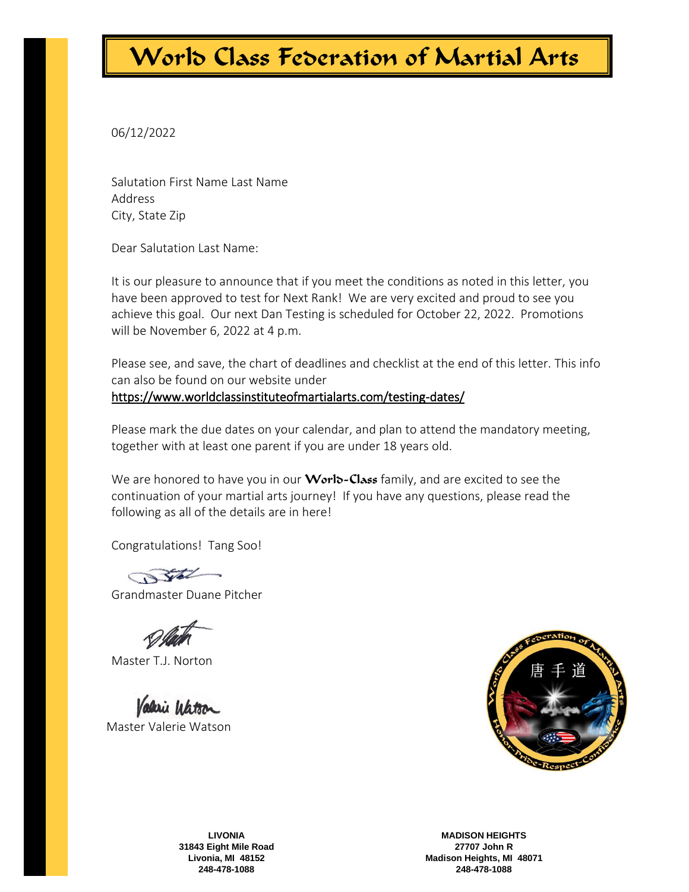# World Class Federation of Martial Arts

06/12/2022

Salutation First Name Last Name
Address
City, State Zip

Dear Salutation Last Name:

It is our pleasure to announce that if you meet the conditions as noted in this letter, you have been approved to test for Next Rank! We are very excited and proud to see you achieve this goal. Our next Dan Testing is scheduled for October 22, 2022. Promotions will be November 6, 2022 at 4 p.m.

Please see, and save, the chart of deadlines and checklist at the end of this letter. This info can also be found on our website under
https://www.worldclassinstituteofmartialarts.com/testing-dates/

Please mark the due dates on your calendar, and plan to attend the mandatory meeting, together with at least one parent if you are under 18 years old.

We are honored to have you in our **World-Class** family, and are excited to see the continuation of your martial arts journey! If you have any questions, please read the following as all of the details are in here!

Congratulations! Tang Soo!

Grandmaster Duane Pitcher

Master T.J. Norton

Master Valerie Watson

**LIVONIA**
**31843 Eight Mile Road**
**Livonia, MI 48152**
**248-478-1088**

**MADISON HEIGHTS**
**27707 John R**
**Madison Heights, MI 48071**
**248-478-1088**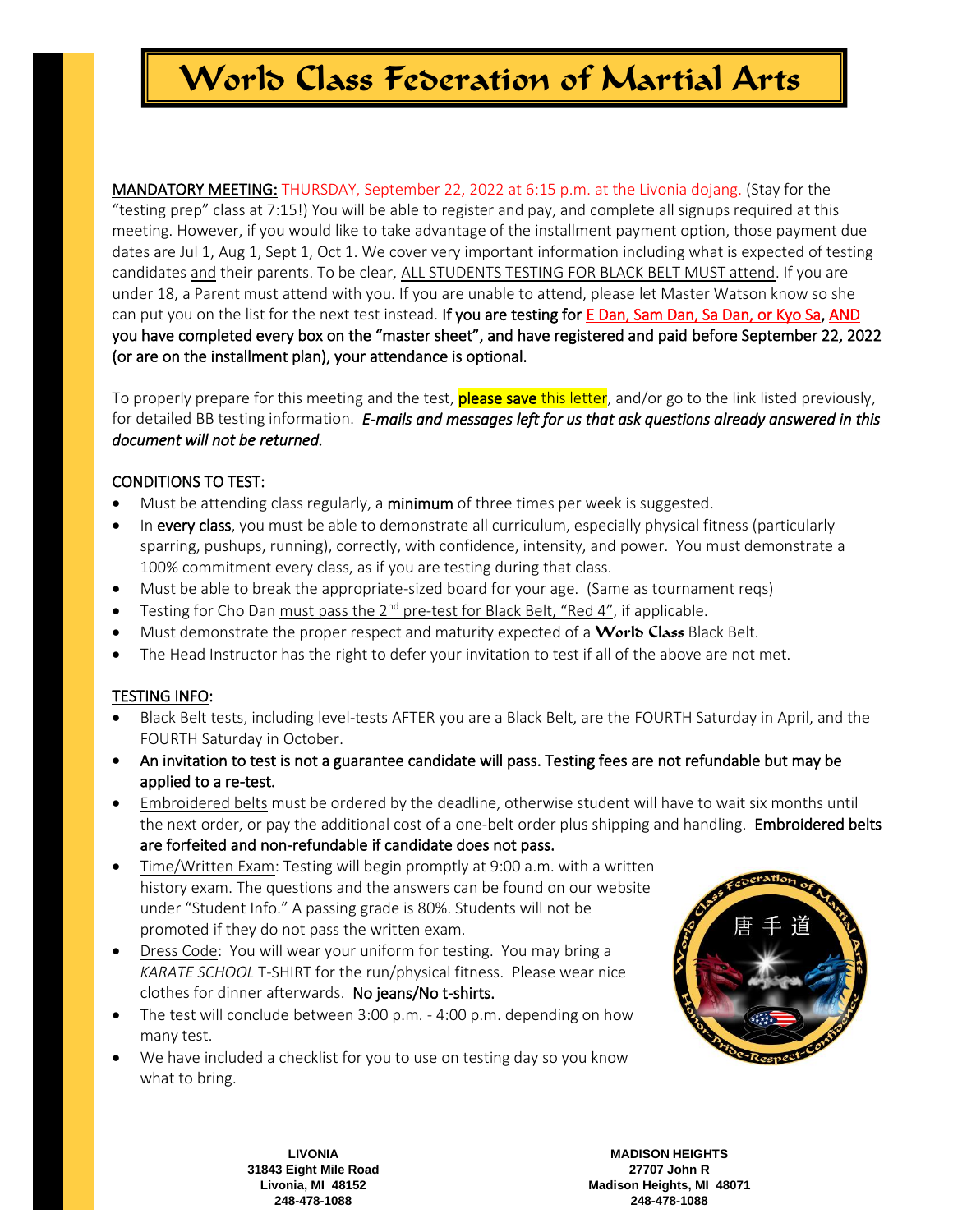# World Class Federation of Martial Arts

MANDATORY MEETING: THURSDAY, September 22, 2022 at 6:15 p.m. at the Livonia dojang. (Stay for the "testing prep" class at 7:15!) You will be able to register and pay, and complete all signups required at this meeting. However, if you would like to take advantage of the installment payment option, those payment due dates are Jul 1, Aug 1, Sept 1, Oct 1. We cover very important information including what is expected of testing candidates and their parents. To be clear, ALL STUDENTS TESTING FOR BLACK BELT MUST attend. If you are under 18, a Parent must attend with you. If you are unable to attend, please let Master Watson know so she can put you on the list for the next test instead. **If you are testing for E Dan, Sam Dan, Sa Dan, or Kyo Sa, AND you have completed every box on the "master sheet", and have registered and paid before September 22, 2022 (or are on the installment plan), your attendance is optional.**

To properly prepare for this meeting and the test, **please save** this letter, and/or go to the link listed previously, for detailed BB testing information. ***E-mails and messages left for us that ask questions already answered in this document will not be returned.***

## CONDITIONS TO TEST:

- Must be attending class regularly, a **minimum** of three times per week is suggested.
- In **every class**, you must be able to demonstrate all curriculum, especially physical fitness (particularly sparring, pushups, running), correctly, with confidence, intensity, and power. You must demonstrate a 100% commitment every class, as if you are testing during that class.
- Must be able to break the appropriate-sized board for your age. (Same as tournament reqs)
- Testing for Cho Dan must pass the 2nd pre-test for Black Belt, "Red 4", if applicable.
- Must demonstrate the proper respect and maturity expected of a **World Class** Black Belt.
- The Head Instructor has the right to defer your invitation to test if all of the above are not met.

## TESTING INFO:

- Black Belt tests, including level-tests AFTER you are a Black Belt, are the FOURTH Saturday in April, and the FOURTH Saturday in October.
- **An invitation to test is not a guarantee candidate will pass. Testing fees are not refundable but may be applied to a re-test.**
- Embroidered belts must be ordered by the deadline, otherwise student will have to wait six months until the next order, or pay the additional cost of a one-belt order plus shipping and handling. **Embroidered belts are forfeited and non-refundable if candidate does not pass.**
- Time/Written Exam: Testing will begin promptly at 9:00 a.m. with a written history exam. The questions and the answers can be found on our website under "Student Info." A passing grade is 80%. Students will not be promoted if they do not pass the written exam.
- Dress Code: You will wear your uniform for testing. You may bring a *KARATE SCHOOL* T-SHIRT for the run/physical fitness. Please wear nice clothes for dinner afterwards. **No jeans/No t-shirts.**
- The test will conclude between 3:00 p.m. - 4:00 p.m. depending on how many test.
- We have included a checklist for you to use on testing day so you know what to bring.

**LIVONIA**
**31843 Eight Mile Road**
**Livonia, MI 48152**
**248-478-1088**

**MADISON HEIGHTS**
**27707 John R**
**Madison Heights, MI 48071**
**248-478-1088**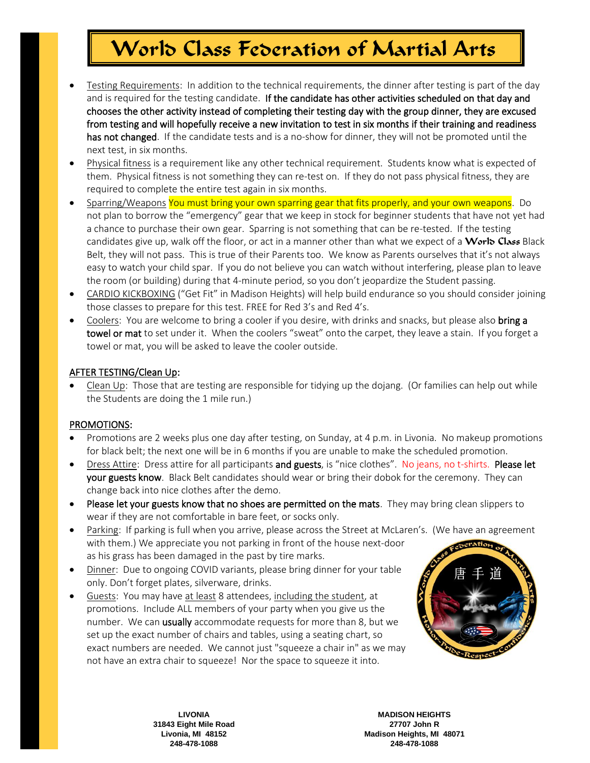# World Class Federation of Martial Arts

- Testing Requirements: In addition to the technical requirements, the dinner after testing is part of the day and is required for the testing candidate. **If the candidate has other activities scheduled on that day and chooses the other activity instead of completing their testing day with the group dinner, they are excused from testing and will hopefully receive a new invitation to test in six months if their training and readiness has not changed**. If the candidate tests and is a no-show for dinner, they will not be promoted until the next test, in six months.
- Physical fitness is a requirement like any other technical requirement. Students know what is expected of them. Physical fitness is not something they can re-test on. If they do not pass physical fitness, they are required to complete the entire test again in six months.
- Sparring/Weapons You must bring your own sparring gear that fits properly, and your own weapons. Do not plan to borrow the "emergency" gear that we keep in stock for beginner students that have not yet had a chance to purchase their own gear. Sparring is not something that can be re-tested. If the testing candidates give up, walk off the floor, or act in a manner other than what we expect of a **World Class** Black Belt, they will not pass. This is true of their Parents too. We know as Parents ourselves that it's not always easy to watch your child spar. If you do not believe you can watch without interfering, please plan to leave the room (or building) during that 4-minute period, so you don't jeopardize the Student passing.
- CARDIO KICKBOXING ("Get Fit" in Madison Heights) will help build endurance so you should consider joining those classes to prepare for this test. FREE for Red 3's and Red 4's.
- Coolers: You are welcome to bring a cooler if you desire, with drinks and snacks, but please also **bring a towel or mat** to set under it. When the coolers "sweat" onto the carpet, they leave a stain. If you forget a towel or mat, you will be asked to leave the cooler outside.

## AFTER TESTING/Clean Up:

- Clean Up: Those that are testing are responsible for tidying up the dojang. (Or families can help out while the Students are doing the 1 mile run.)

## PROMOTIONS:

- Promotions are 2 weeks plus one day after testing, on Sunday, at 4 p.m. in Livonia. No makeup promotions for black belt; the next one will be in 6 months if you are unable to make the scheduled promotion.
- Dress Attire: Dress attire for all participants **and guests**, is "nice clothes". No jeans, no t-shirts. **Please let your guests know**. Black Belt candidates should wear or bring their dobok for the ceremony. They can change back into nice clothes after the demo.
- **Please let your guests know that no shoes are permitted on the mats**. They may bring clean slippers to wear if they are not comfortable in bare feet, or socks only.
- Parking: If parking is full when you arrive, please across the Street at McLaren's. (We have an agreement with them.) We appreciate you not parking in front of the house next-door as his grass has been damaged in the past by tire marks.
- Dinner: Due to ongoing COVID variants, please bring dinner for your table only. Don't forget plates, silverware, drinks.
- Guests: You may have at least 8 attendees, including the student, at promotions. Include ALL members of your party when you give us the number. We can **usually** accommodate requests for more than 8, but we set up the exact number of chairs and tables, using a seating chart, so exact numbers are needed. We cannot just "squeeze a chair in" as we may not have an extra chair to squeeze! Nor the space to squeeze it into.

**LIVONIA**
**31843 Eight Mile Road**
**Livonia, MI 48152**
**248-478-1088**

**MADISON HEIGHTS**
**27707 John R**
**Madison Heights, MI 48071**
**248-478-1088**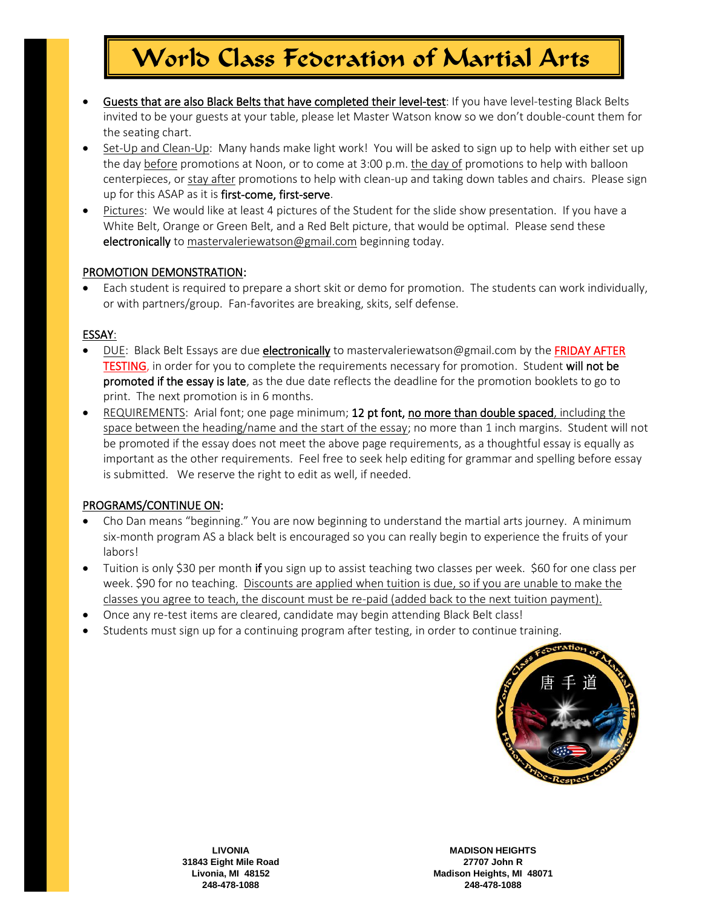# World Class Federation of Martial Arts

- Guests that are also Black Belts that have completed their level-test: If you have level-testing Black Belts invited to be your guests at your table, please let Master Watson know so we don't double-count them for the seating chart.
- Set-Up and Clean-Up: Many hands make light work! You will be asked to sign up to help with either set up the day before promotions at Noon, or to come at 3:00 p.m. the day of promotions to help with balloon centerpieces, or stay after promotions to help with clean-up and taking down tables and chairs. Please sign up for this ASAP as it is **first-come, first-serve**.
- Pictures: We would like at least 4 pictures of the Student for the slide show presentation. If you have a White Belt, Orange or Green Belt, and a Red Belt picture, that would be optimal. Please send these **electronically** to mastervaleriewatson@gmail.com beginning today.

## PROMOTION DEMONSTRATION:

- Each student is required to prepare a short skit or demo for promotion. The students can work individually, or with partners/group. Fan-favorites are breaking, skits, self defense.

## ESSAY:

- DUE: Black Belt Essays are due **electronically** to mastervaleriewatson@gmail.com by the FRIDAY AFTER TESTING, in order for you to complete the requirements necessary for promotion. Student **will not be promoted if the essay is late**, as the due date reflects the deadline for the promotion booklets to go to print. The next promotion is in 6 months.
- REQUIREMENTS: Arial font; one page minimum; **12 pt font, no more than double spaced**, including the space between the heading/name and the start of the essay; no more than 1 inch margins. Student will not be promoted if the essay does not meet the above page requirements, as a thoughtful essay is equally as important as the other requirements. Feel free to seek help editing for grammar and spelling before essay is submitted. We reserve the right to edit as well, if needed.

## PROGRAMS/CONTINUE ON:

- Cho Dan means "beginning." You are now beginning to understand the martial arts journey. A minimum six-month program AS a black belt is encouraged so you can really begin to experience the fruits of your labors!
- Tuition is only $30 per month **if** you sign up to assist teaching two classes per week. $60 for one class per week. $90 for no teaching. Discounts are applied when tuition is due, so if you are unable to make the classes you agree to teach, the discount must be re-paid (added back to the next tuition payment).
- Once any re-test items are cleared, candidate may begin attending Black Belt class!
- Students must sign up for a continuing program after testing, in order to continue training.

**LIVONIA**
**31843 Eight Mile Road**
**Livonia, MI 48152**
**248-478-1088**

**MADISON HEIGHTS**
**27707 John R**
**Madison Heights, MI 48071**
**248-478-1088**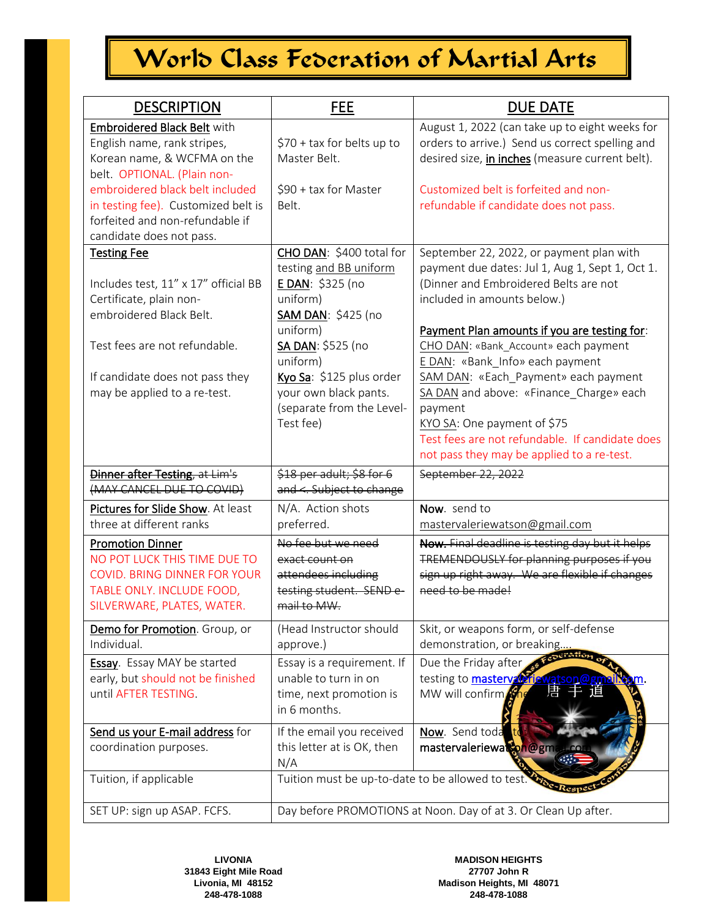# World Class Federation of Martial Arts

| DESCRIPTION | FEE | DUE DATE |
|---|---|---|
| Embroidered Black Belt with English name, rank stripes, Korean name, & WCFMA on the belt. OPTIONAL. (Plain non-embroidered black belt included in testing fee). Customized belt is forfeited and non-refundable if candidate does not pass. | $70 + tax for belts up to Master Belt.<br><br>$90 + tax for Master Belt. | August 1, 2022 (can take up to eight weeks for orders to arrive.) Send us correct spelling and desired size, in inches (measure current belt).<br><br>Customized belt is forfeited and non-refundable if candidate does not pass. |
| Testing Fee<br><br>Includes test, 11" x 17" official BB Certificate, plain non-embroidered Black Belt.<br><br>Test fees are not refundable.<br><br>If candidate does not pass they may be applied to a re-test. | CHO DAN: $400 total for testing and BB uniform<br>E DAN: $325 (no uniform)<br>SAM DAN: $425 (no uniform)<br>SA DAN: $525 (no uniform)<br>Kyo Sa: $125 plus order your own black pants. (separate from the Level-Test fee) | September 22, 2022, or payment plan with payment due dates: Jul 1, Aug 1, Sept 1, Oct 1. (Dinner and Embroidered Belts are not included in amounts below.)<br><br>Payment Plan amounts if you are testing for:<br>CHO DAN: «Bank_Account» each payment<br>E DAN: «Bank_Info» each payment<br>SAM DAN: «Each_Payment» each payment<br>SA DAN and above: «Finance_Charge» each payment<br>KYO SA: One payment of $75<br>Test fees are not refundable. If candidate does not pass they may be applied to a re-test. |
| ~~Dinner after Testing, at Lim's (MAY CANCEL DUE TO COVID)~~ | ~~$18 per adult; $8 for 6 and <. Subject to change~~ | ~~September 22, 2022~~ |
| Pictures for Slide Show. At least three at different ranks | N/A. Action shots preferred. | Now. send to mastervaleriewatson@gmail.com |
| Promotion Dinner<br>NO POT LUCK THIS TIME DUE TO COVID. BRING DINNER FOR YOUR TABLE ONLY. INCLUDE FOOD, SILVERWARE, PLATES, WATER. | ~~No fee but we need exact count on attendees including testing student. SEND e-mail to MW.~~ | ~~Now. Final deadline is testing day but it helps TREMENDOUSLY for planning purposes if you sign up right away. We are flexible if changes need to be made!~~ |
| Demo for Promotion. Group, or Individual. | (Head Instructor should approve.) | Skit, or weapons form, or self-defense demonstration, or breaking…. |
| Essay. Essay MAY be started early, but should not be finished until AFTER TESTING. | Essay is a requirement. If unable to turn in on time, next promotion is in 6 months. | Due the Friday after testing to mastervaleriewatson@gmail.com. MW will confirm the |
| Send us your E-mail address for coordination purposes. | If the email you received this letter at is OK, then N/A | Now. Send today to mastervaleriewatson@gmail.com |
| Tuition, if applicable | Tuition must be up-to-date to be allowed to test. | |
| SET UP: sign up ASAP. FCFS. | Day before PROMOTIONS at Noon. Day of at 3. Or Clean Up after. | |

**LIVONIA**
**31843 Eight Mile Road**
**Livonia, MI 48152**
**248-478-1088**

**MADISON HEIGHTS**
**27707 John R**
**Madison Heights, MI 48071**
**248-478-1088**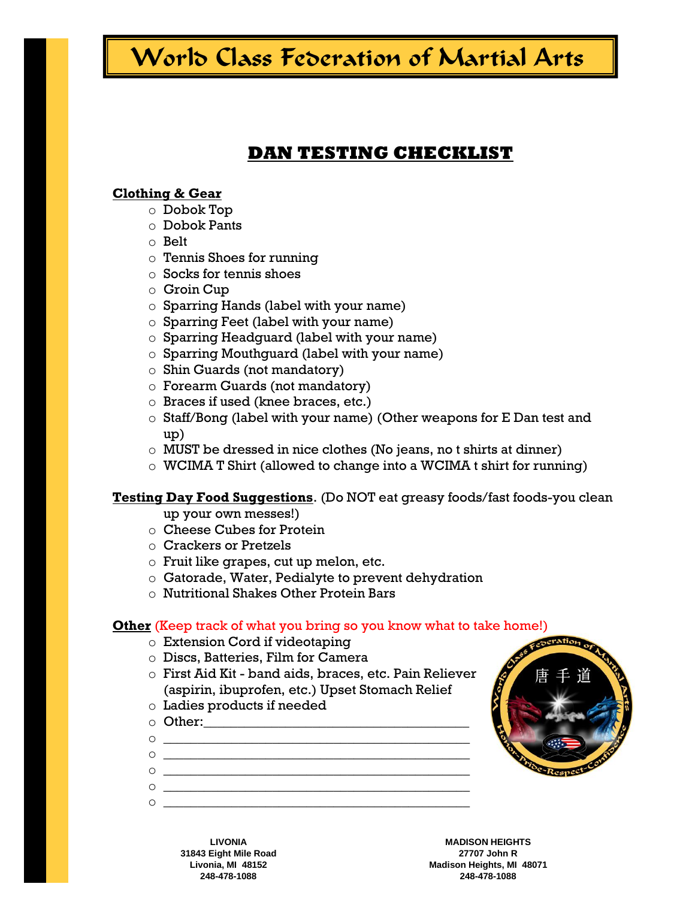# World Class Federation of Martial Arts

## DAN TESTING CHECKLIST

**Clothing & Gear**

- ○ Dobok Top
- ○ Dobok Pants
- ○ Belt
- ○ Tennis Shoes for running
- ○ Socks for tennis shoes
- ○ Groin Cup
- ○ Sparring Hands (label with your name)
- ○ Sparring Feet (label with your name)
- ○ Sparring Headguard (label with your name)
- ○ Sparring Mouthguard (label with your name)
- ○ Shin Guards (not mandatory)
- ○ Forearm Guards (not mandatory)
- ○ Braces if used (knee braces, etc.)
- ○ Staff/Bong (label with your name) (Other weapons for E Dan test and up)
- ○ MUST be dressed in nice clothes (No jeans, no t shirts at dinner)
- ○ WCIMA T Shirt (allowed to change into a WCIMA t shirt for running)

**Testing Day Food Suggestions**. (Do NOT eat greasy foods/fast foods-you clean up your own messes!)

- ○ Cheese Cubes for Protein
- ○ Crackers or Pretzels
- ○ Fruit like grapes, cut up melon, etc.
- ○ Gatorade, Water, Pedialyte to prevent dehydration
- ○ Nutritional Shakes Other Protein Bars

**Other** (Keep track of what you bring so you know what to take home!)

- ○ Extension Cord if videotaping
- ○ Discs, Batteries, Film for Camera
- ○ First Aid Kit - band aids, braces, etc. Pain Reliever (aspirin, ibuprofen, etc.) Upset Stomach Relief
- ○ Ladies products if needed
- ○ Other:________________________________________
- ○ ________________________________________
- ○ ________________________________________
- ○ ________________________________________
- ○ ________________________________________
- ○ ________________________________________

**LIVONIA**
**31843 Eight Mile Road**
**Livonia, MI 48152**
**248-478-1088**

**MADISON HEIGHTS**
**27707 John R**
**Madison Heights, MI 48071**
**248-478-1088**